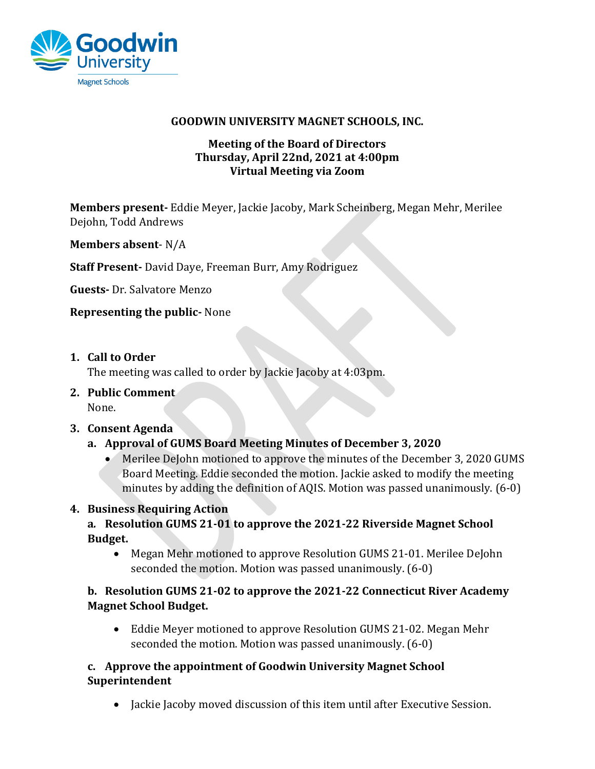# GOODWIN UNIVERSITY MAGNET SCHOOLS, INC.

**Meeting of the Board of Directors**
**Thursday, April 22nd, 2021 at 4:00pm**
**Virtual Meeting via Zoom**

**Members present-** Eddie Meyer, Jackie Jacoby, Mark Scheinberg, Megan Mehr, Merilee Dejohn, Todd Andrews

**Members absent**- N/A

**Staff Present-** David Daye, Freeman Burr, Amy Rodriguez

**Guests-** Dr. Salvatore Menzo

**Representing the public-** None

1. **Call to Order**
   The meeting was called to order by Jackie Jacoby at 4:03pm.

2. **Public Comment**
   None.

3. **Consent Agenda**
   a. **Approval of GUMS Board Meeting Minutes of December 3, 2020**
      - Merilee DeJohn motioned to approve the minutes of the December 3, 2020 GUMS Board Meeting. Eddie seconded the motion. Jackie asked to modify the meeting minutes by adding the definition of AQIS. Motion was passed unanimously. (6-0)

4. **Business Requiring Action**
   a. **Resolution GUMS 21-01 to approve the 2021-22 Riverside Magnet School Budget.**
      - Megan Mehr motioned to approve Resolution GUMS 21-01. Merilee DeJohn seconded the motion. Motion was passed unanimously. (6-0)

   b. **Resolution GUMS 21-02 to approve the 2021-22 Connecticut River Academy Magnet School Budget.**
      - Eddie Meyer motioned to approve Resolution GUMS 21-02. Megan Mehr seconded the motion. Motion was passed unanimously. (6-0)

   c. **Approve the appointment of Goodwin University Magnet School Superintendent**
      - Jackie Jacoby moved discussion of this item until after Executive Session.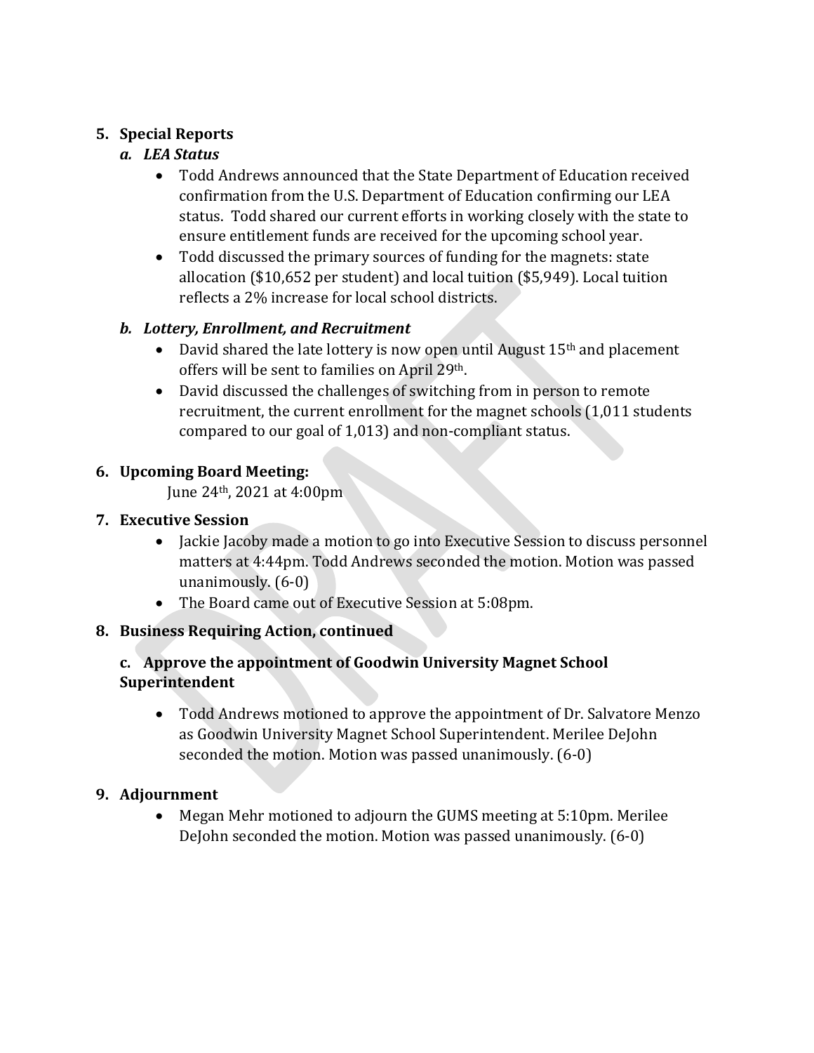## 5. Special Reports

### *a. LEA Status*

- Todd Andrews announced that the State Department of Education received confirmation from the U.S. Department of Education confirming our LEA status. Todd shared our current efforts in working closely with the state to ensure entitlement funds are received for the upcoming school year.
- Todd discussed the primary sources of funding for the magnets: state allocation ($10,652 per student) and local tuition ($5,949). Local tuition reflects a 2% increase for local school districts.

### *b. Lottery, Enrollment, and Recruitment*

- David shared the late lottery is now open until August 15th and placement offers will be sent to families on April 29th.
- David discussed the challenges of switching from in person to remote recruitment, the current enrollment for the magnet schools (1,011 students compared to our goal of 1,013) and non-compliant status.

## 6. Upcoming Board Meeting:

June 24th, 2021 at 4:00pm

## 7. Executive Session

- Jackie Jacoby made a motion to go into Executive Session to discuss personnel matters at 4:44pm. Todd Andrews seconded the motion. Motion was passed unanimously. (6-0)
- The Board came out of Executive Session at 5:08pm.

## 8. Business Requiring Action, continued

### c. Approve the appointment of Goodwin University Magnet School Superintendent

- Todd Andrews motioned to approve the appointment of Dr. Salvatore Menzo as Goodwin University Magnet School Superintendent. Merilee DeJohn seconded the motion. Motion was passed unanimously. (6-0)

## 9. Adjournment

- Megan Mehr motioned to adjourn the GUMS meeting at 5:10pm. Merilee DeJohn seconded the motion. Motion was passed unanimously. (6-0)